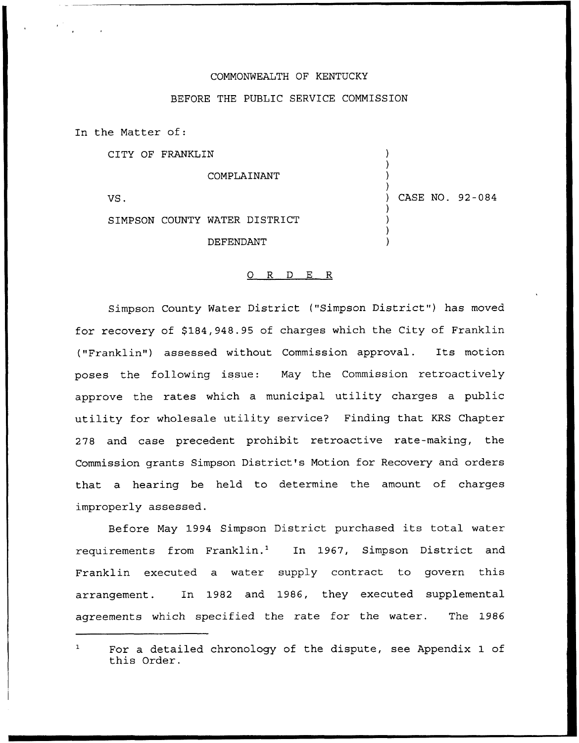COMMONWEALTH OF KENTUCKY

BEFORE THE PUBLIC SERVICE COMMISSION

In the Matter of:

| | |
|---|---|
| CITY OF FRANKLIN<br><br>COMPLAINANT<br><br>VS.<br><br>SIMPSON COUNTY WATER DISTRICT<br><br>DEFENDANT | CASE NO. 92-084 |

## O R D E R

Simpson County Water District ("Simpson District") has moved for recovery of $184,948.95 of charges which the City of Franklin ("Franklin") assessed without Commission approval. Its motion poses the following issue: May the Commission retroactively approve the rates which a municipal utility charges a public utility for wholesale utility service? Finding that KRS Chapter 278 and case precedent prohibit retroactive rate-making, the Commission grants Simpson District's Motion for Recovery and orders that a hearing be held to determine the amount of charges improperly assessed.

Before May 1994 Simpson District purchased its total water requirements from Franklin.[1] In 1967, Simpson District and Franklin executed a water supply contract to govern this arrangement. In 1982 and 1986, they executed supplemental agreements which specified the rate for the water. The 1986

[1] For a detailed chronology of the dispute, see Appendix 1 of this Order.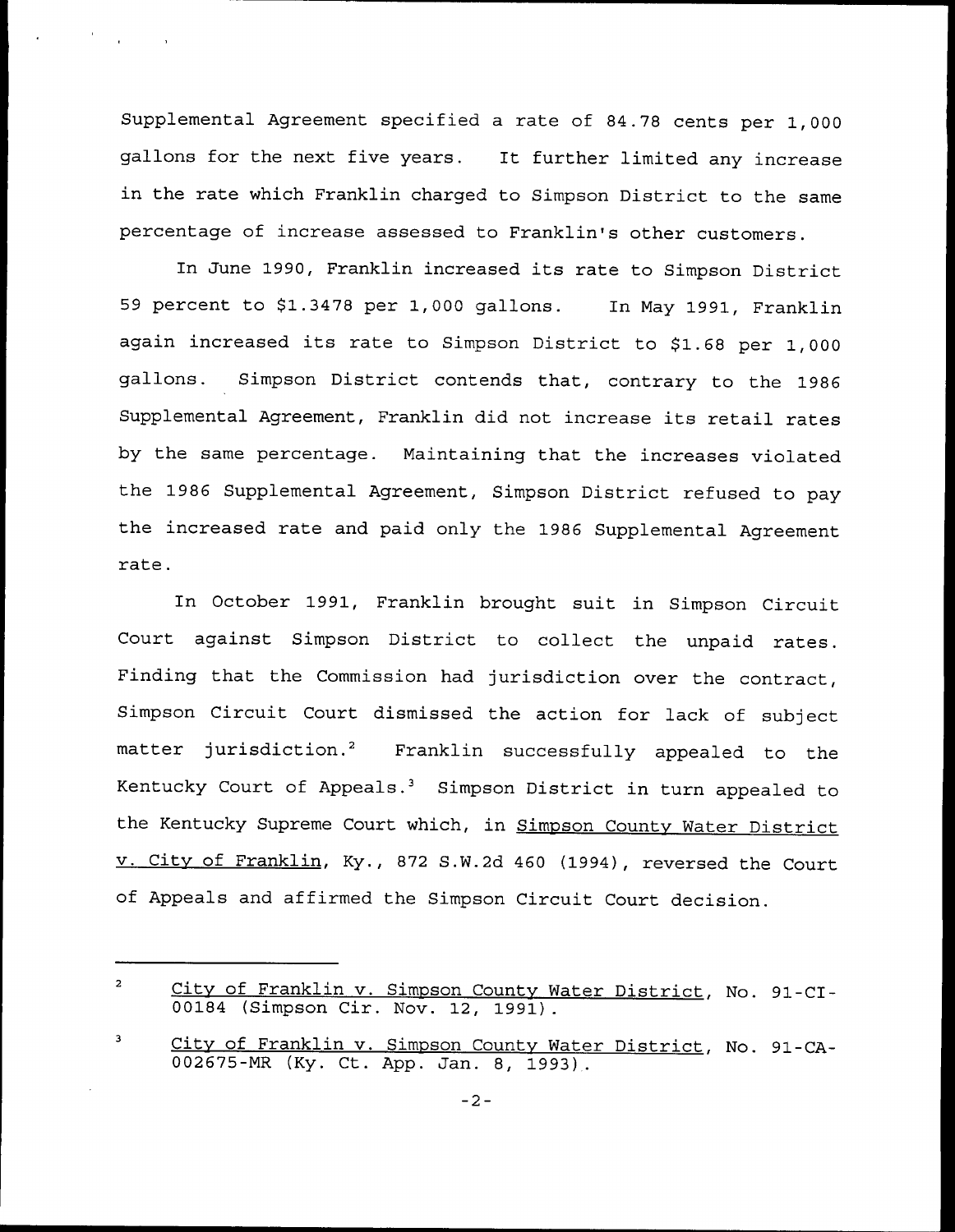Supplemental Agreement specified a rate of 84.78 cents per 1,000 gallons for the next five years. It further limited any increase in the rate which Franklin charged to Simpson District to the same percentage of increase assessed to Franklin's other customers.

In June 1990, Franklin increased its rate to Simpson District 59 percent to $1.3478 per 1,000 gallons. In May 1991, Franklin again increased its rate to Simpson District to $1.68 per 1,000 gallons. Simpson District contends that, contrary to the 1986 Supplemental Agreement, Franklin did not increase its retail rates by the same percentage. Maintaining that the increases violated the 1986 Supplemental Agreement, Simpson District refused to pay the increased rate and paid only the 1986 Supplemental Agreement rate.

In October 1991, Franklin brought suit in Simpson Circuit Court against Simpson District to collect the unpaid rates. Finding that the Commission had jurisdiction over the contract, Simpson Circuit Court dismissed the action for lack of subject matter jurisdiction.[2] Franklin successfully appealed to the Kentucky Court of Appeals.[3] Simpson District in turn appealed to the Kentucky Supreme Court which, in Simpson County Water District v. City of Franklin, Ky., 872 S.W.2d 460 (1994), reversed the Court of Appeals and affirmed the Simpson Circuit Court decision.

---

[2] City of Franklin v. Simpson County Water District, No. 91-CI-00184 (Simpson Cir. Nov. 12, 1991).

[3] City of Franklin v. Simpson County Water District, No. 91-CA-002675-MR (Ky. Ct. App. Jan. 8, 1993).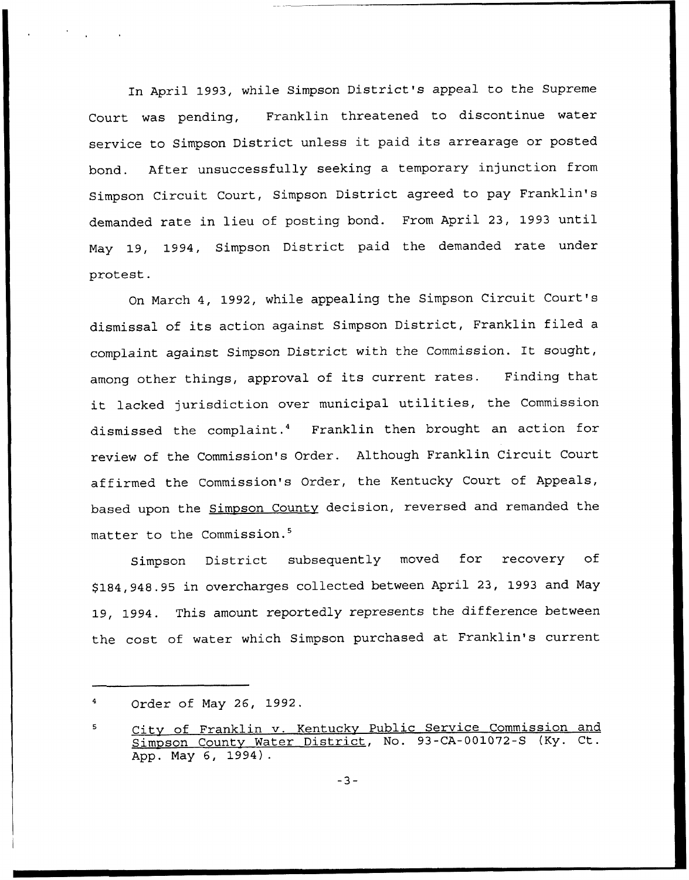In April 1993, while Simpson District's appeal to the Supreme Court was pending, Franklin threatened to discontinue water service to Simpson District unless it paid its arrearage or posted bond. After unsuccessfully seeking a temporary injunction from Simpson Circuit Court, Simpson District agreed to pay Franklin's demanded rate in lieu of posting bond. From April 23, 1993 until May 19, 1994, Simpson District paid the demanded rate under protest.

On March 4, 1992, while appealing the Simpson Circuit Court's dismissal of its action against Simpson District, Franklin filed a complaint against Simpson District with the Commission. It sought, among other things, approval of its current rates. Finding that it lacked jurisdiction over municipal utilities, the Commission dismissed the complaint.[4] Franklin then brought an action for review of the Commission's Order. Although Franklin Circuit Court affirmed the Commission's Order, the Kentucky Court of Appeals, based upon the Simpson County decision, reversed and remanded the matter to the Commission.[5]

Simpson District subsequently moved for recovery of $184,948.95 in overcharges collected between April 23, 1993 and May 19, 1994. This amount reportedly represents the difference between the cost of water which Simpson purchased at Franklin's current

---

[4] Order of May 26, 1992.

[5] City of Franklin v. Kentucky Public Service Commission and Simpson County Water District, No. 93-CA-001072-S (Ky. Ct. App. May 6, 1994).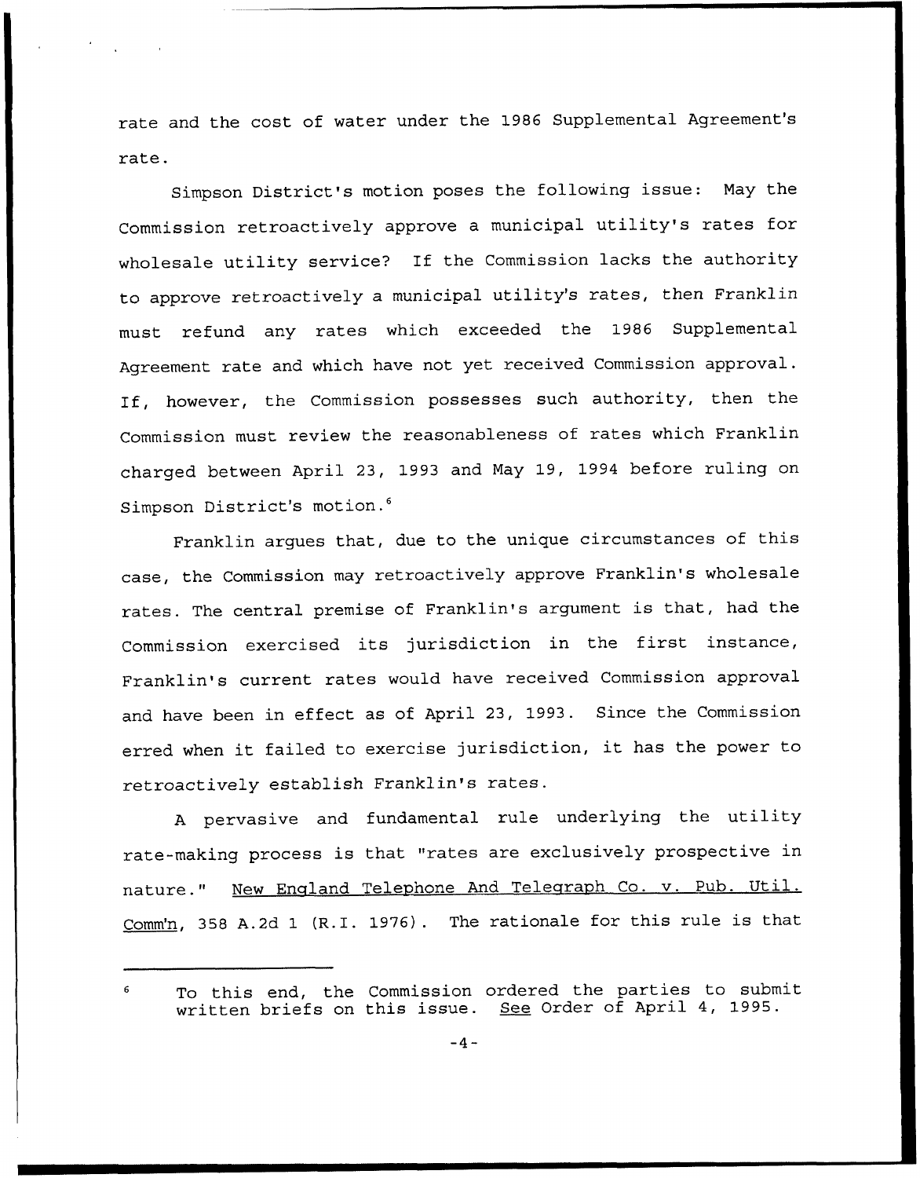rate and the cost of water under the 1986 Supplemental Agreement's rate.

Simpson District's motion poses the following issue: May the Commission retroactively approve a municipal utility's rates for wholesale utility service? If the Commission lacks the authority to approve retroactively a municipal utility's rates, then Franklin must refund any rates which exceeded the 1986 Supplemental Agreement rate and which have not yet received Commission approval. If, however, the Commission possesses such authority, then the Commission must review the reasonableness of rates which Franklin charged between April 23, 1993 and May 19, 1994 before ruling on Simpson District's motion.[6]

Franklin argues that, due to the unique circumstances of this case, the Commission may retroactively approve Franklin's wholesale rates. The central premise of Franklin's argument is that, had the Commission exercised its jurisdiction in the first instance, Franklin's current rates would have received Commission approval and have been in effect as of April 23, 1993. Since the Commission erred when it failed to exercise jurisdiction, it has the power to retroactively establish Franklin's rates.

A pervasive and fundamental rule underlying the utility rate-making process is that "rates are exclusively prospective in nature." New England Telephone And Telegraph Co. v. Pub. Util. Comm'n, 358 A.2d 1 (R.I. 1976). The rationale for this rule is that

[6] To this end, the Commission ordered the parties to submit written briefs on this issue. See Order of April 4, 1995.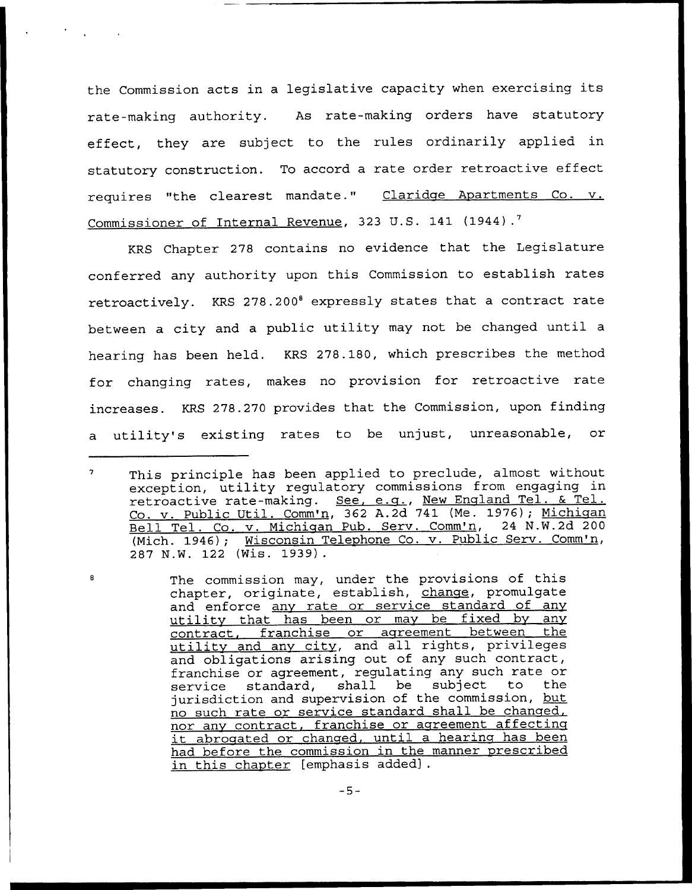the Commission acts in a legislative capacity when exercising its rate-making authority. As rate-making orders have statutory effect, they are subject to the rules ordinarily applied in statutory construction. To accord a rate order retroactive effect requires "the clearest mandate." Claridge Apartments Co. v. Commissioner of Internal Revenue, 323 U.S. 141 (1944).[7]

KRS Chapter 278 contains no evidence that the Legislature conferred any authority upon this Commission to establish rates retroactively. KRS 278.200[8] expressly states that a contract rate between a city and a public utility may not be changed until a hearing has been held. KRS 278.180, which prescribes the method for changing rates, makes no provision for retroactive rate increases. KRS 278.270 provides that the Commission, upon finding a utility's existing rates to be unjust, unreasonable, or

---

[7] This principle has been applied to preclude, almost without exception, utility regulatory commissions from engaging in retroactive rate-making. See, e.g., New England Tel. & Tel. Co. v. Public Util. Comm'n, 362 A.2d 741 (Me. 1976); Michigan Bell Tel. Co. v. Michigan Pub. Serv. Comm'n, 24 N.W.2d 200 (Mich. 1946); Wisconsin Telephone Co. v. Public Serv. Comm'n, 287 N.W. 122 (Wis. 1939).

[8] The commission may, under the provisions of this chapter, originate, establish, change, promulgate and enforce any rate or service standard of any utility that has been or may be fixed by any contract, franchise or agreement between the utility and any city, and all rights, privileges and obligations arising out of any such contract, franchise or agreement, regulating any such rate or service standard, shall be subject to the jurisdiction and supervision of the commission, but no such rate or service standard shall be changed, nor any contract, franchise or agreement affecting it abrogated or changed, until a hearing has been had before the commission in the manner prescribed in this chapter [emphasis added].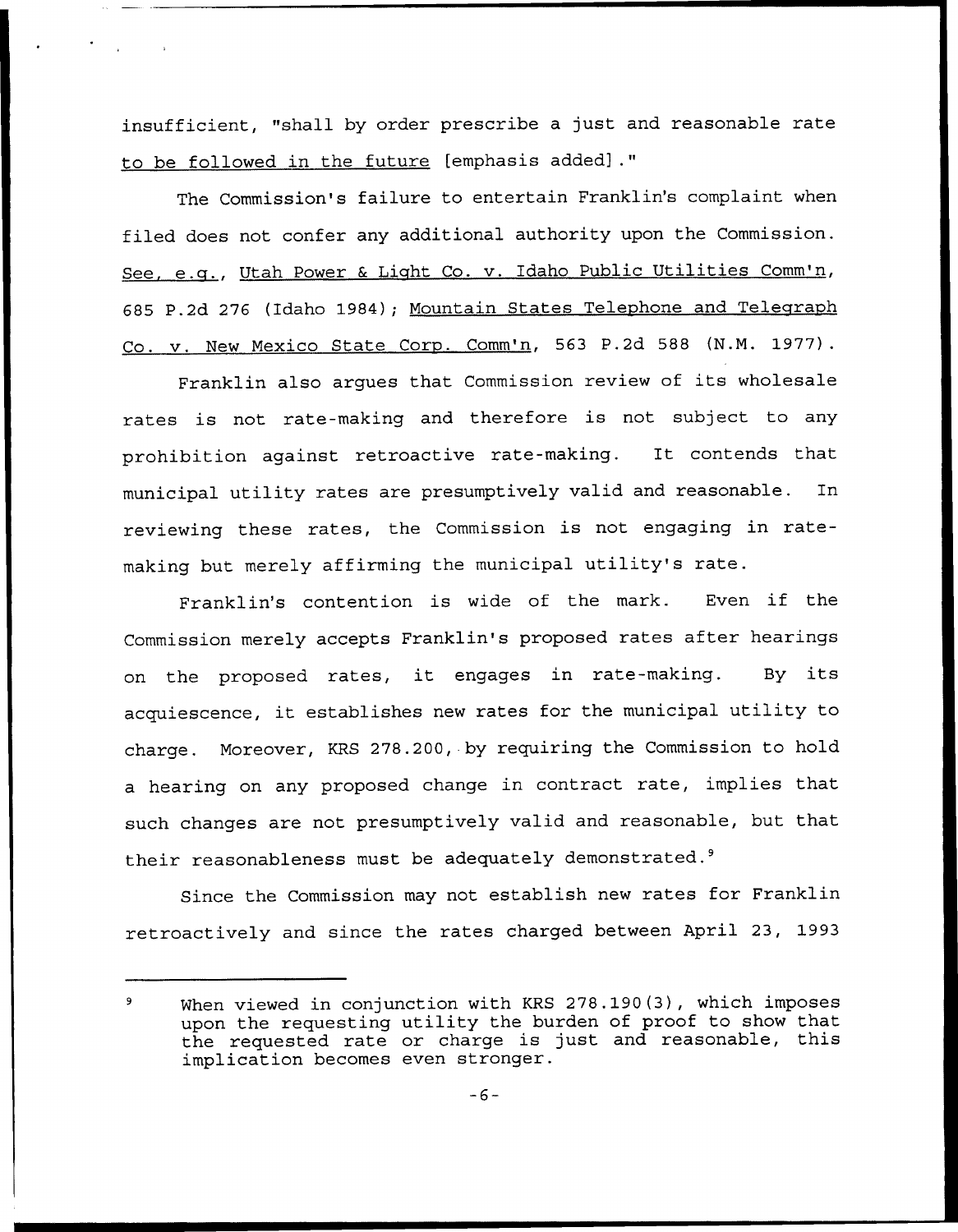insufficient, "shall by order prescribe a just and reasonable rate <u>to be followed in the future</u> [emphasis added]."

The Commission's failure to entertain Franklin's complaint when filed does not confer any additional authority upon the Commission. <u>See, e.g.</u>, <u>Utah Power & Light Co. v. Idaho Public Utilities Comm'n</u>, 685 P.2d 276 (Idaho 1984); <u>Mountain States Telephone and Telegraph Co. v. New Mexico State Corp. Comm'n</u>, 563 P.2d 588 (N.M. 1977).

Franklin also argues that Commission review of its wholesale rates is not rate-making and therefore is not subject to any prohibition against retroactive rate-making. It contends that municipal utility rates are presumptively valid and reasonable. In reviewing these rates, the Commission is not engaging in rate-making but merely affirming the municipal utility's rate.

Franklin's contention is wide of the mark. Even if the Commission merely accepts Franklin's proposed rates after hearings on the proposed rates, it engages in rate-making. By its acquiescence, it establishes new rates for the municipal utility to charge. Moreover, KRS 278.200, by requiring the Commission to hold a hearing on any proposed change in contract rate, implies that such changes are not presumptively valid and reasonable, but that their reasonableness must be adequately demonstrated.[9]

Since the Commission may not establish new rates for Franklin retroactively and since the rates charged between April 23, 1993

---

[9] When viewed in conjunction with KRS 278.190(3), which imposes upon the requesting utility the burden of proof to show that the requested rate or charge is just and reasonable, this implication becomes even stronger.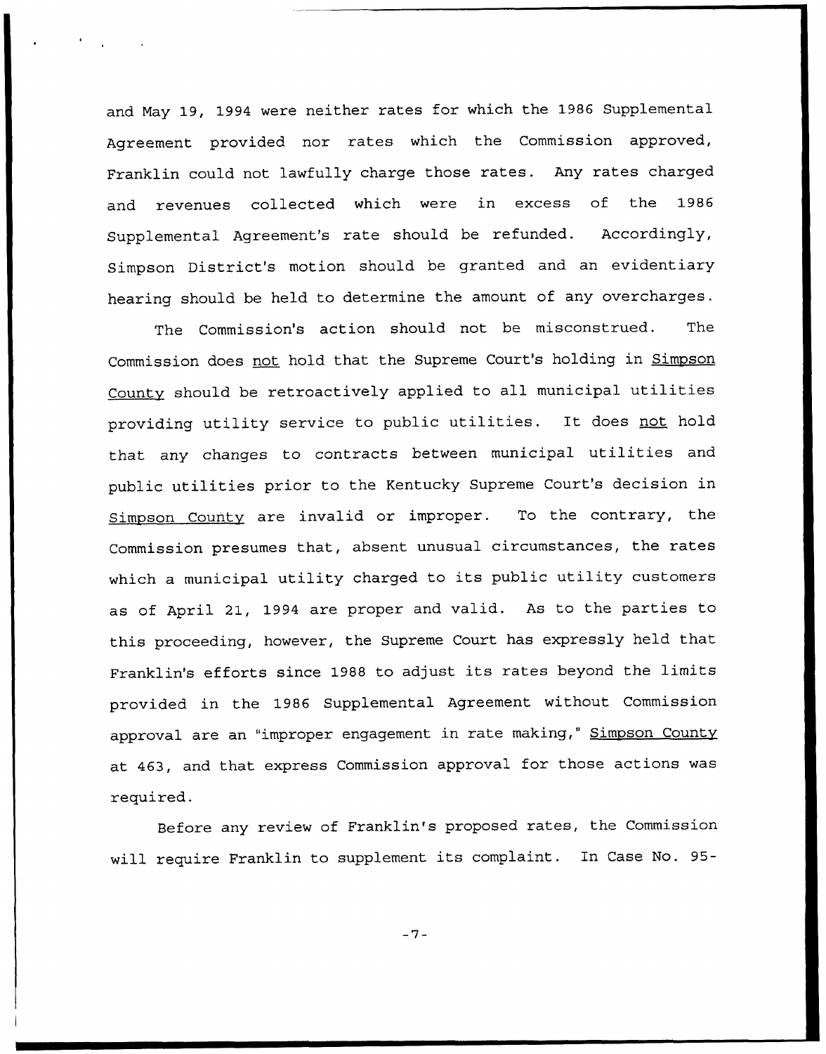and May 19, 1994 were neither rates for which the 1986 Supplemental Agreement provided nor rates which the Commission approved, Franklin could not lawfully charge those rates. Any rates charged and revenues collected which were in excess of the 1986 Supplemental Agreement's rate should be refunded. Accordingly, Simpson District's motion should be granted and an evidentiary hearing should be held to determine the amount of any overcharges.

The Commission's action should not be misconstrued. The Commission does not hold that the Supreme Court's holding in Simpson County should be retroactively applied to all municipal utilities providing utility service to public utilities. It does not hold that any changes to contracts between municipal utilities and public utilities prior to the Kentucky Supreme Court's decision in Simpson County are invalid or improper. To the contrary, the Commission presumes that, absent unusual circumstances, the rates which a municipal utility charged to its public utility customers as of April 21, 1994 are proper and valid. As to the parties to this proceeding, however, the Supreme Court has expressly held that Franklin's efforts since 1988 to adjust its rates beyond the limits provided in the 1986 Supplemental Agreement without Commission approval are an "improper engagement in rate making," Simpson County at 463, and that express Commission approval for those actions was required.

Before any review of Franklin's proposed rates, the Commission will require Franklin to supplement its complaint. In Case No. 95-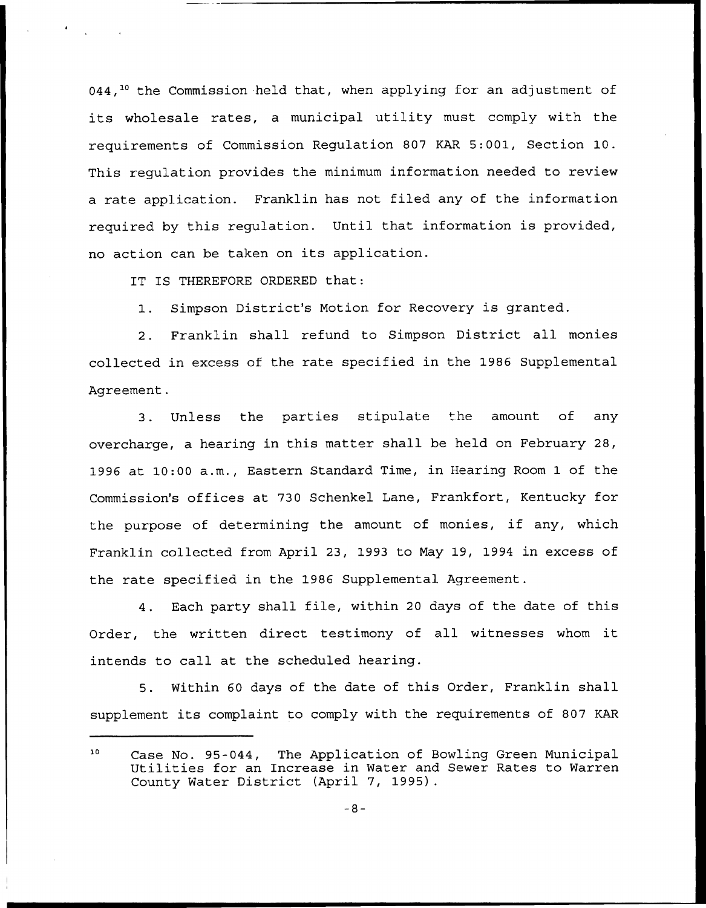044,[10] the Commission held that, when applying for an adjustment of its wholesale rates, a municipal utility must comply with the requirements of Commission Regulation 807 KAR 5:001, Section 10. This regulation provides the minimum information needed to review a rate application. Franklin has not filed any of the information required by this regulation. Until that information is provided, no action can be taken on its application.

IT IS THEREFORE ORDERED that:

1. Simpson District's Motion for Recovery is granted.

2. Franklin shall refund to Simpson District all monies collected in excess of the rate specified in the 1986 Supplemental Agreement.

3. Unless the parties stipulate the amount of any overcharge, a hearing in this matter shall be held on February 28, 1996 at 10:00 a.m., Eastern Standard Time, in Hearing Room 1 of the Commission's offices at 730 Schenkel Lane, Frankfort, Kentucky for the purpose of determining the amount of monies, if any, which Franklin collected from April 23, 1993 to May 19, 1994 in excess of the rate specified in the 1986 Supplemental Agreement.

4. Each party shall file, within 20 days of the date of this Order, the written direct testimony of all witnesses whom it intends to call at the scheduled hearing.

5. Within 60 days of the date of this Order, Franklin shall supplement its complaint to comply with the requirements of 807 KAR

---

[10] Case No. 95-044, The Application of Bowling Green Municipal Utilities for an Increase in Water and Sewer Rates to Warren County Water District (April 7, 1995).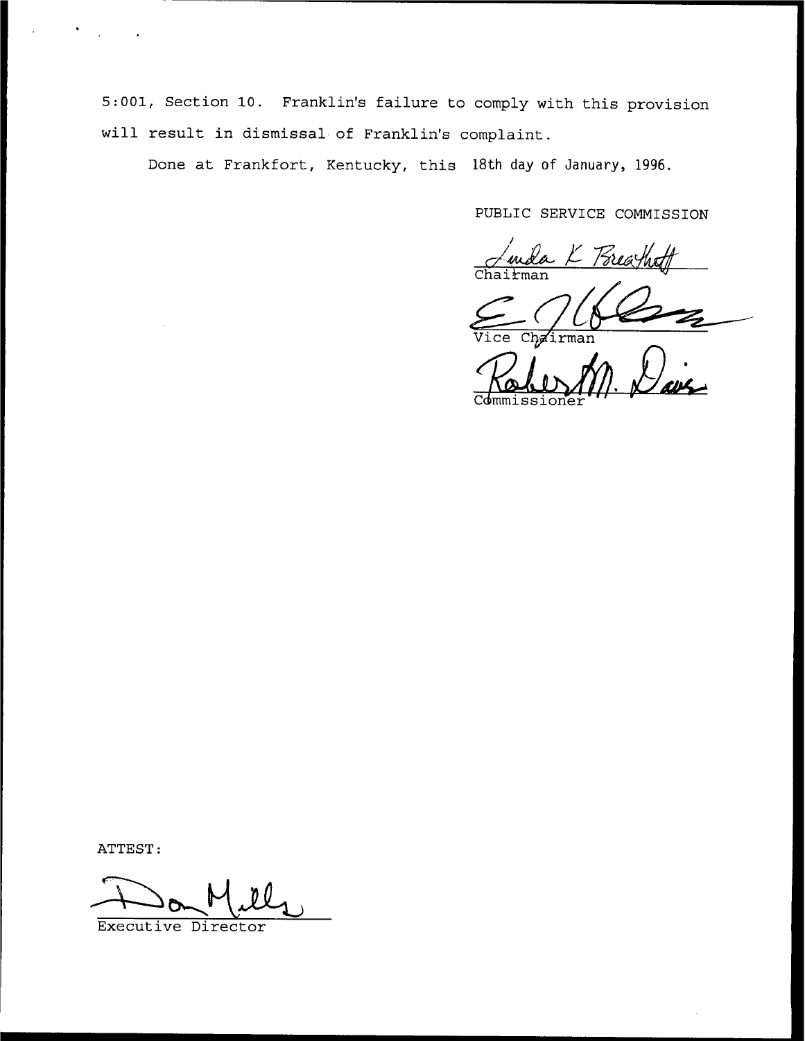5:001, Section 10. Franklin's failure to comply with this provision will result in dismissal of Franklin's complaint.

Done at Frankfort, Kentucky, this 18th day of January, 1996.

PUBLIC SERVICE COMMISSION

Chairman

Vice Chairman

Commissioner

ATTEST:

Executive Director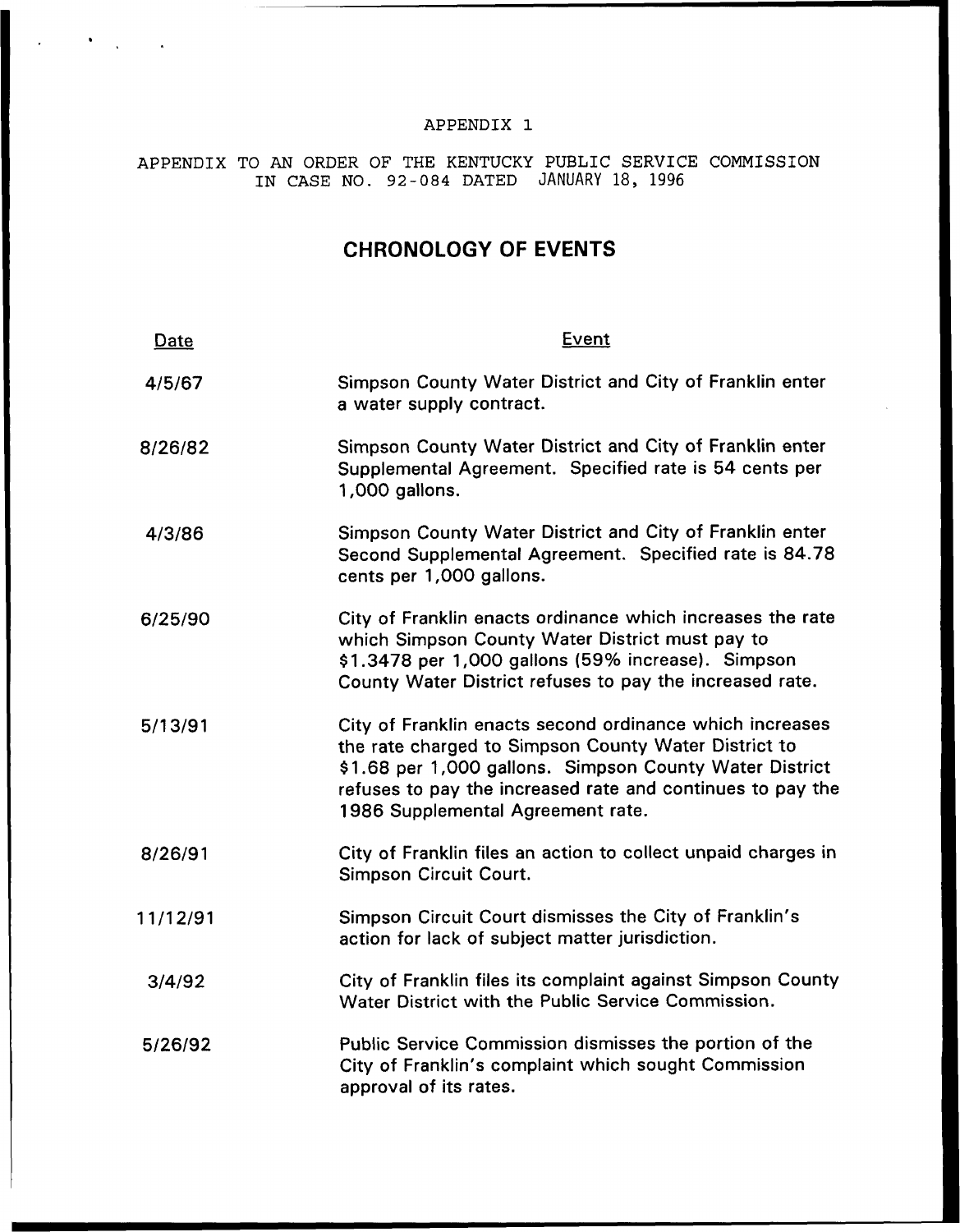APPENDIX 1

APPENDIX TO AN ORDER OF THE KENTUCKY PUBLIC SERVICE COMMISSION IN CASE NO. 92-084 DATED JANUARY 18, 1996

## CHRONOLOGY OF EVENTS

| Date | Event |
|---|---|
| 4/5/67 | Simpson County Water District and City of Franklin enter a water supply contract. |
| 8/26/82 | Simpson County Water District and City of Franklin enter Supplemental Agreement. Specified rate is 54 cents per 1,000 gallons. |
| 4/3/86 | Simpson County Water District and City of Franklin enter Second Supplemental Agreement. Specified rate is 84.78 cents per 1,000 gallons. |
| 6/25/90 | City of Franklin enacts ordinance which increases the rate which Simpson County Water District must pay to $1.3478 per 1,000 gallons (59% increase). Simpson County Water District refuses to pay the increased rate. |
| 5/13/91 | City of Franklin enacts second ordinance which increases the rate charged to Simpson County Water District to $1.68 per 1,000 gallons. Simpson County Water District refuses to pay the increased rate and continues to pay the 1986 Supplemental Agreement rate. |
| 8/26/91 | City of Franklin files an action to collect unpaid charges in Simpson Circuit Court. |
| 11/12/91 | Simpson Circuit Court dismisses the City of Franklin's action for lack of subject matter jurisdiction. |
| 3/4/92 | City of Franklin files its complaint against Simpson County Water District with the Public Service Commission. |
| 5/26/92 | Public Service Commission dismisses the portion of the City of Franklin's complaint which sought Commission approval of its rates. |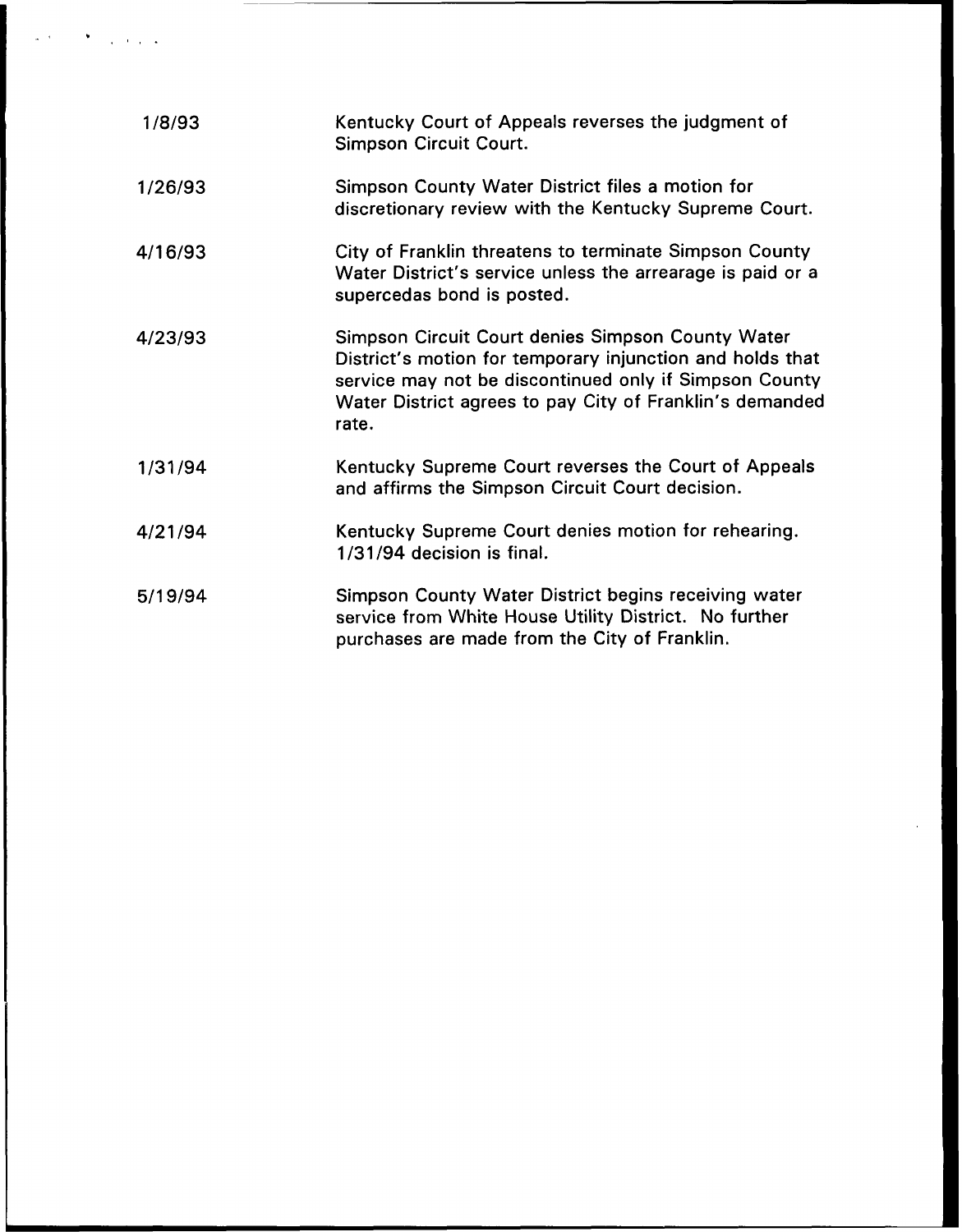| | |
|---|---|
| 1/8/93 | Kentucky Court of Appeals reverses the judgment of Simpson Circuit Court. |
| 1/26/93 | Simpson County Water District files a motion for discretionary review with the Kentucky Supreme Court. |
| 4/16/93 | City of Franklin threatens to terminate Simpson County Water District's service unless the arrearage is paid or a supercedas bond is posted. |
| 4/23/93 | Simpson Circuit Court denies Simpson County Water District's motion for temporary injunction and holds that service may not be discontinued only if Simpson County Water District agrees to pay City of Franklin's demanded rate. |
| 1/31/94 | Kentucky Supreme Court reverses the Court of Appeals and affirms the Simpson Circuit Court decision. |
| 4/21/94 | Kentucky Supreme Court denies motion for rehearing. 1/31/94 decision is final. |
| 5/19/94 | Simpson County Water District begins receiving water service from White House Utility District. No further purchases are made from the City of Franklin. |